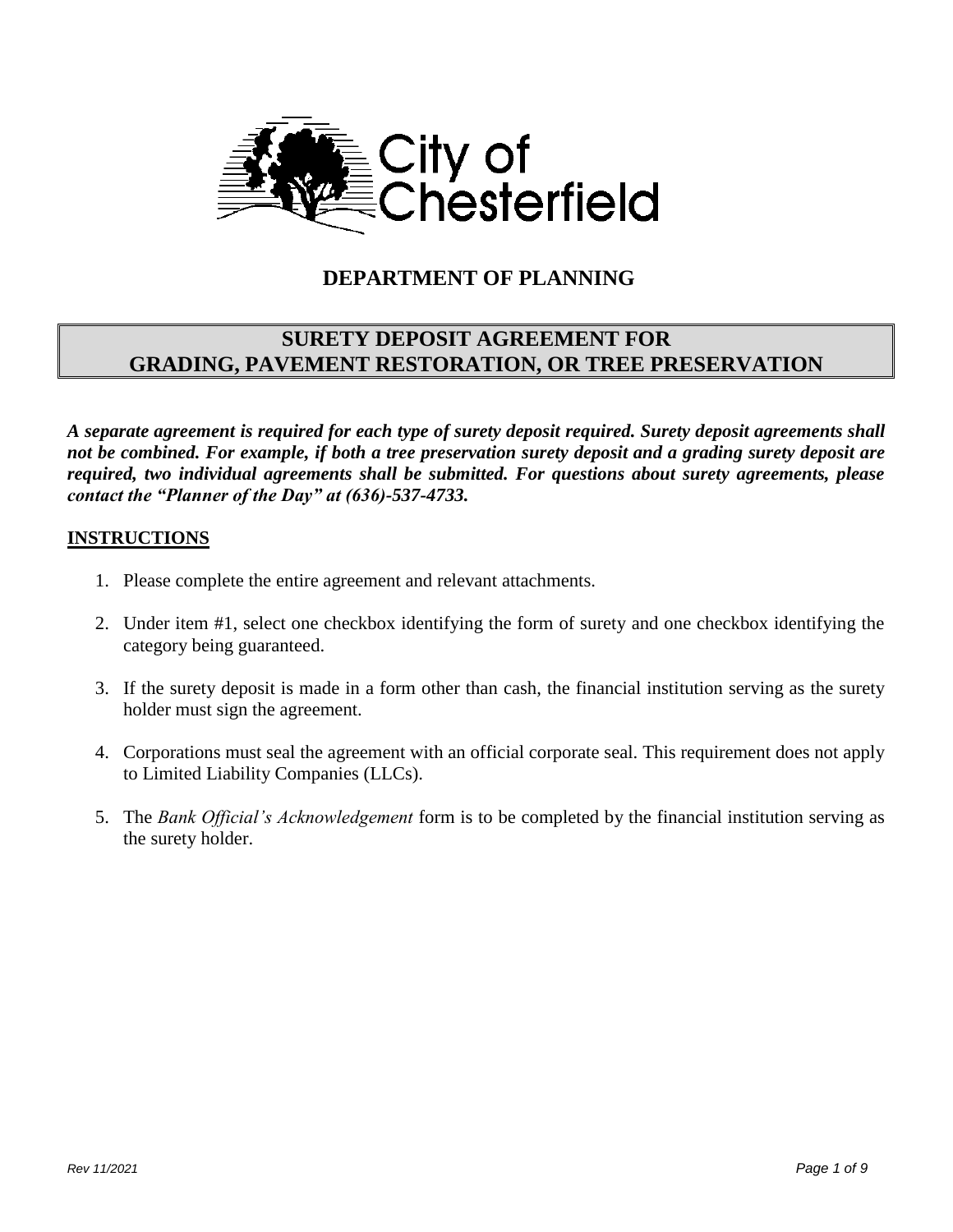City of Chesterfield

## DEPARTMENT OF PLANNING

# SURETY DEPOSIT AGREEMENT FOR GRADING, PAVEMENT RESTORATION, OR TREE PRESERVATION

***A separate agreement is required for each type of surety deposit required. Surety deposit agreements shall not be combined. For example, if both a tree preservation surety deposit and a grading surety deposit are required, two individual agreements shall be submitted. For questions about surety agreements, please contact the "Planner of the Day" at (636)-537-4733.***

**INSTRUCTIONS**

1. Please complete the entire agreement and relevant attachments.
2. Under item #1, select one checkbox identifying the form of surety and one checkbox identifying the category being guaranteed.
3. If the surety deposit is made in a form other than cash, the financial institution serving as the surety holder must sign the agreement.
4. Corporations must seal the agreement with an official corporate seal. This requirement does not apply to Limited Liability Companies (LLCs).
5. The *Bank Official's Acknowledgement* form is to be completed by the financial institution serving as the surety holder.

Rev 11/2021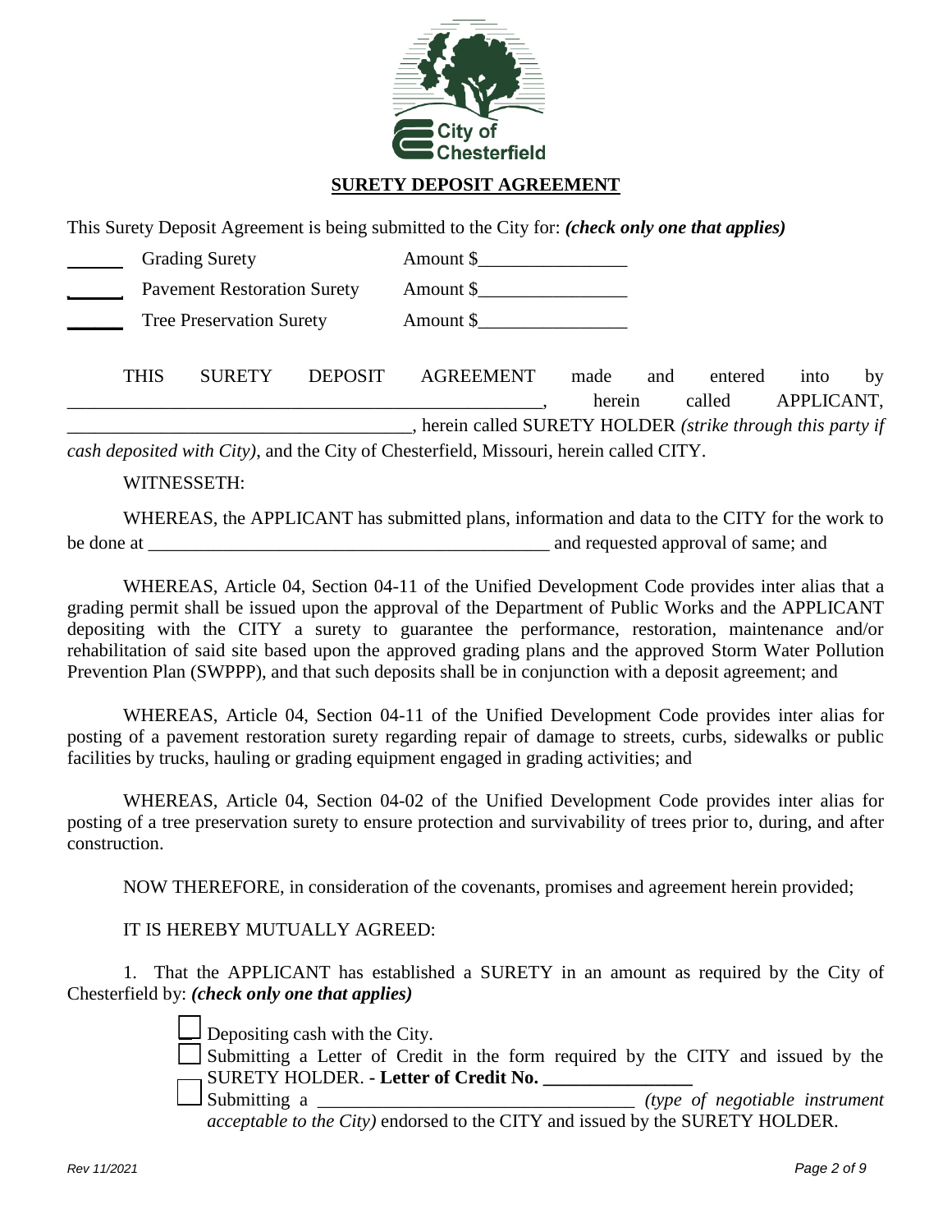## SURETY DEPOSIT AGREEMENT

This Surety Deposit Agreement is being submitted to the City for: ***(check only one that applies)***

______ Grading Surety Amount $________________

______ Pavement Restoration Surety Amount $________________

______ Tree Preservation Surety Amount $________________

THIS SURETY DEPOSIT AGREEMENT made and entered into by ____________________________________________________, herein called APPLICANT, _____________________________________, herein called SURETY HOLDER *(strike through this party if cash deposited with City)*, and the City of Chesterfield, Missouri, herein called CITY.

WITNESSETH:

WHEREAS, the APPLICANT has submitted plans, information and data to the CITY for the work to be done at ____________________________________________ and requested approval of same; and

WHEREAS, Article 04, Section 04-11 of the Unified Development Code provides inter alias that a grading permit shall be issued upon the approval of the Department of Public Works and the APPLICANT depositing with the CITY a surety to guarantee the performance, restoration, maintenance and/or rehabilitation of said site based upon the approved grading plans and the approved Storm Water Pollution Prevention Plan (SWPPP), and that such deposits shall be in conjunction with a deposit agreement; and

WHEREAS, Article 04, Section 04-11 of the Unified Development Code provides inter alias for posting of a pavement restoration surety regarding repair of damage to streets, curbs, sidewalks or public facilities by trucks, hauling or grading equipment engaged in grading activities; and

WHEREAS, Article 04, Section 04-02 of the Unified Development Code provides inter alias for posting of a tree preservation surety to ensure protection and survivability of trees prior to, during, and after construction.

NOW THEREFORE, in consideration of the covenants, promises and agreement herein provided;

IT IS HEREBY MUTUALLY AGREED:

1. That the APPLICANT has established a SURETY in an amount as required by the City of Chesterfield by: ***(check only one that applies)***

- ☐ Depositing cash with the City.
- ☐ Submitting a Letter of Credit in the form required by the CITY and issued by the SURETY HOLDER. **- Letter of Credit No. ________________**
- ☐ Submitting a __________________________________ *(type of negotiable instrument acceptable to the City)* endorsed to the CITY and issued by the SURETY HOLDER.

*Rev 11/2021*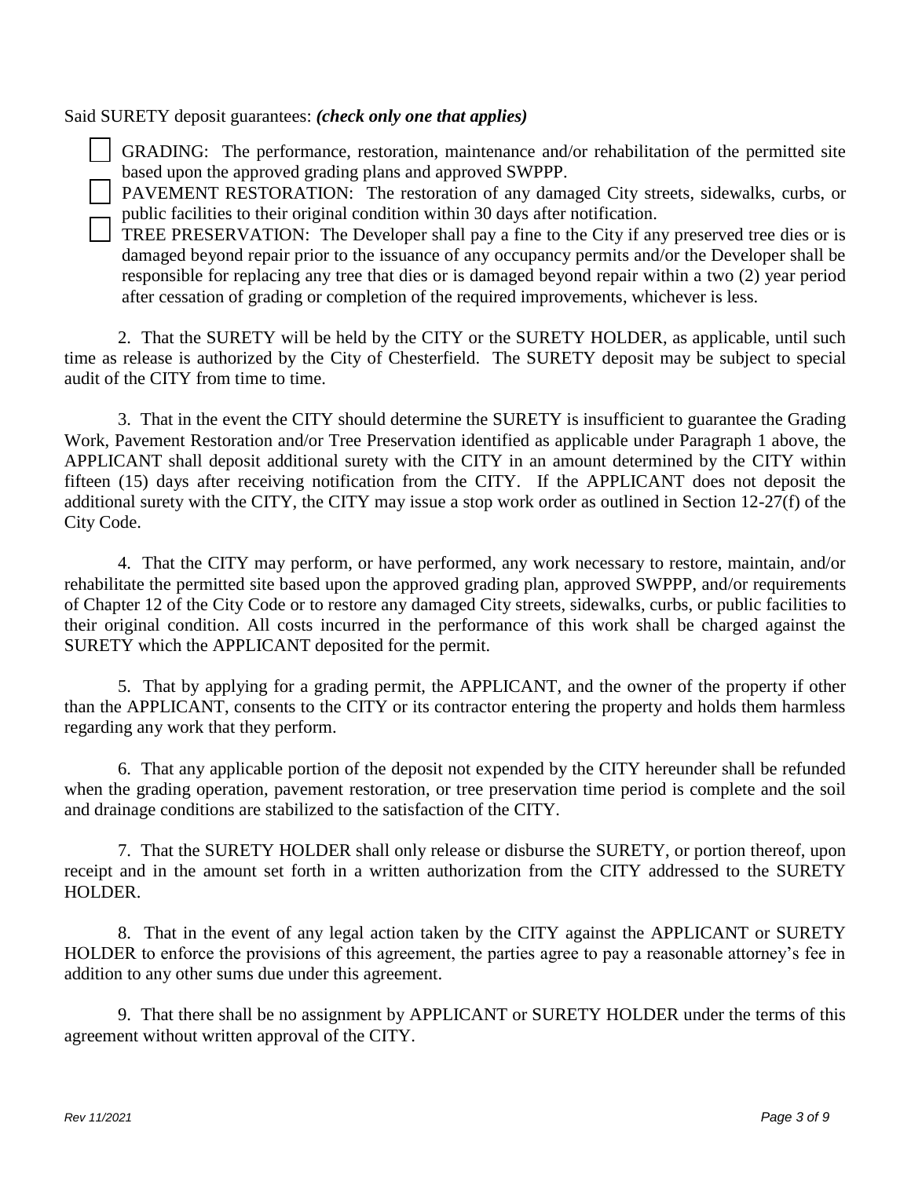Said SURETY deposit guarantees: ***(check only one that applies)***

- ☐ GRADING: The performance, restoration, maintenance and/or rehabilitation of the permitted site based upon the approved grading plans and approved SWPPP.
- ☐ PAVEMENT RESTORATION: The restoration of any damaged City streets, sidewalks, curbs, or public facilities to their original condition within 30 days after notification.
- ☐ TREE PRESERVATION: The Developer shall pay a fine to the City if any preserved tree dies or is damaged beyond repair prior to the issuance of any occupancy permits and/or the Developer shall be responsible for replacing any tree that dies or is damaged beyond repair within a two (2) year period after cessation of grading or completion of the required improvements, whichever is less.

2. That the SURETY will be held by the CITY or the SURETY HOLDER, as applicable, until such time as release is authorized by the City of Chesterfield. The SURETY deposit may be subject to special audit of the CITY from time to time.

3. That in the event the CITY should determine the SURETY is insufficient to guarantee the Grading Work, Pavement Restoration and/or Tree Preservation identified as applicable under Paragraph 1 above, the APPLICANT shall deposit additional surety with the CITY in an amount determined by the CITY within fifteen (15) days after receiving notification from the CITY. If the APPLICANT does not deposit the additional surety with the CITY, the CITY may issue a stop work order as outlined in Section 12-27(f) of the City Code.

4. That the CITY may perform, or have performed, any work necessary to restore, maintain, and/or rehabilitate the permitted site based upon the approved grading plan, approved SWPPP, and/or requirements of Chapter 12 of the City Code or to restore any damaged City streets, sidewalks, curbs, or public facilities to their original condition. All costs incurred in the performance of this work shall be charged against the SURETY which the APPLICANT deposited for the permit.

5. That by applying for a grading permit, the APPLICANT, and the owner of the property if other than the APPLICANT, consents to the CITY or its contractor entering the property and holds them harmless regarding any work that they perform.

6. That any applicable portion of the deposit not expended by the CITY hereunder shall be refunded when the grading operation, pavement restoration, or tree preservation time period is complete and the soil and drainage conditions are stabilized to the satisfaction of the CITY.

7. That the SURETY HOLDER shall only release or disburse the SURETY, or portion thereof, upon receipt and in the amount set forth in a written authorization from the CITY addressed to the SURETY HOLDER.

8. That in the event of any legal action taken by the CITY against the APPLICANT or SURETY HOLDER to enforce the provisions of this agreement, the parties agree to pay a reasonable attorney's fee in addition to any other sums due under this agreement.

9. That there shall be no assignment by APPLICANT or SURETY HOLDER under the terms of this agreement without written approval of the CITY.

*Rev 11/2021*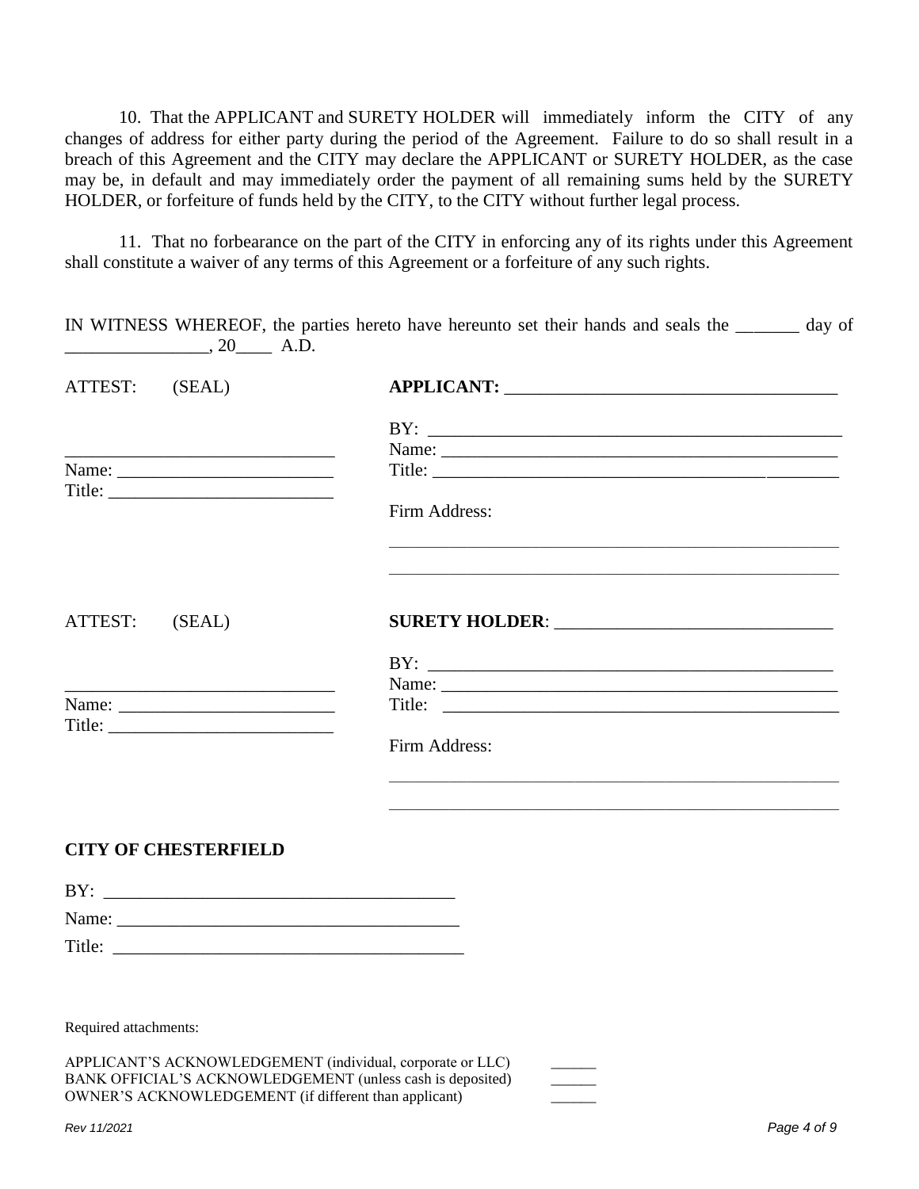10. That the APPLICANT and SURETY HOLDER will immediately inform the CITY of any changes of address for either party during the period of the Agreement. Failure to do so shall result in a breach of this Agreement and the CITY may declare the APPLICANT or SURETY HOLDER, as the case may be, in default and may immediately order the payment of all remaining sums held by the SURETY HOLDER, or forfeiture of funds held by the CITY, to the CITY without further legal process.

11. That no forbearance on the part of the CITY in enforcing any of its rights under this Agreement shall constitute a waiver of any terms of this Agreement or a forfeiture of any such rights.

IN WITNESS WHEREOF, the parties hereto have hereunto set their hands and seals the _______ day of ________________, 20____ A.D.

ATTEST: (SEAL)

______________________________
Name: ________________________
Title: _________________________

**APPLICANT:** ____________________________________

BY: _______________________________________________
Name: _____________________________________________
Title: ______________________________________________

Firm Address:

____________________________________________________

____________________________________________________

ATTEST: (SEAL)

______________________________
Name: ________________________
Title: _________________________

**SURETY HOLDER**: ______________________________

BY: ______________________________________________
Name: _____________________________________________
Title: ______________________________________________

Firm Address:

____________________________________________________

____________________________________________________

**CITY OF CHESTERFIELD**

BY: ________________________________________
Name: ______________________________________
Title: _______________________________________

Required attachments:

APPLICANT'S ACKNOWLEDGEMENT (individual, corporate or LLC) ______
BANK OFFICIAL'S ACKNOWLEDGEMENT (unless cash is deposited) ______
OWNER'S ACKNOWLEDGEMENT (if different than applicant) ______

*Rev 11/2021*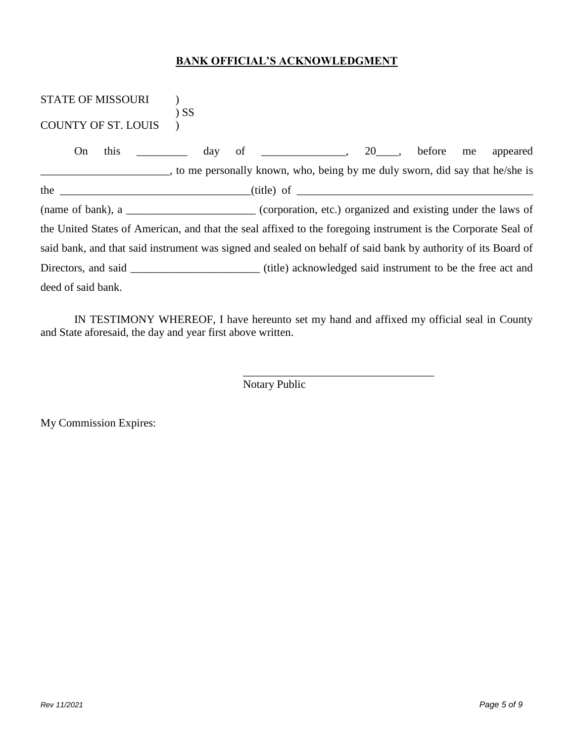**BANK OFFICIAL'S ACKNOWLEDGMENT**

STATE OF MISSOURI )
) SS
COUNTY OF ST. LOUIS )

On this _________ day of _______________, 20____, before me appeared _______________________, to me personally known, who, being by me duly sworn, did say that he/she is the _________________________________(title) of __________________________________________ (name of bank), a _______________________ (corporation, etc.) organized and existing under the laws of the United States of American, and that the seal affixed to the foregoing instrument is the Corporate Seal of said bank, and that said instrument was signed and sealed on behalf of said bank by authority of its Board of Directors, and said _______________________ (title) acknowledged said instrument to be the free act and deed of said bank.

IN TESTIMONY WHEREOF, I have hereunto set my hand and affixed my official seal in County and State aforesaid, the day and year first above written.

__________________________________
Notary Public

My Commission Expires:

Rev 11/2021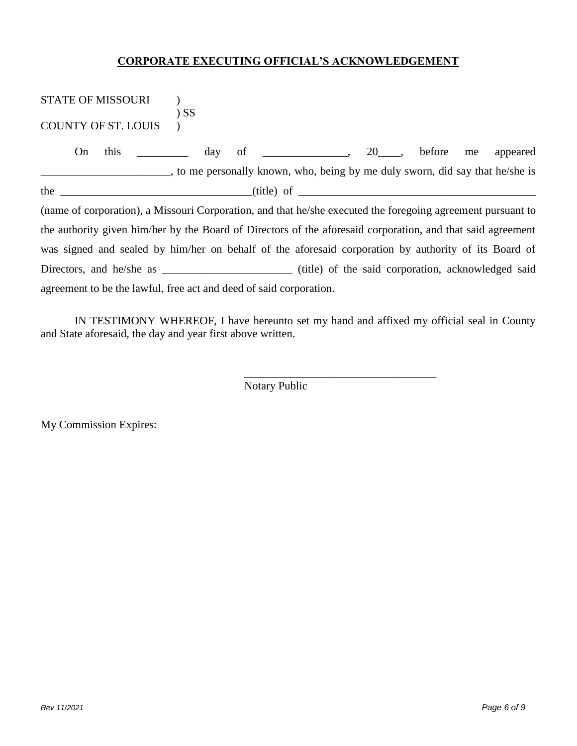## CORPORATE EXECUTING OFFICIAL'S ACKNOWLEDGEMENT

STATE OF MISSOURI )  
) SS  
COUNTY OF ST. LOUIS )

On this _________ day of _______________, 20____, before me appeared _______________________, to me personally known, who, being by me duly sworn, did say that he/she is the __________________________________(title) of ___________________________________________ (name of corporation), a Missouri Corporation, and that he/she executed the foregoing agreement pursuant to the authority given him/her by the Board of Directors of the aforesaid corporation, and that said agreement was signed and sealed by him/her on behalf of the aforesaid corporation by authority of its Board of Directors, and he/she as _______________________ (title) of the said corporation, acknowledged said agreement to be the lawful, free act and deed of said corporation.

IN TESTIMONY WHEREOF, I have hereunto set my hand and affixed my official seal in County and State aforesaid, the day and year first above written.

__________________________________  
Notary Public

My Commission Expires:

Rev 11/2021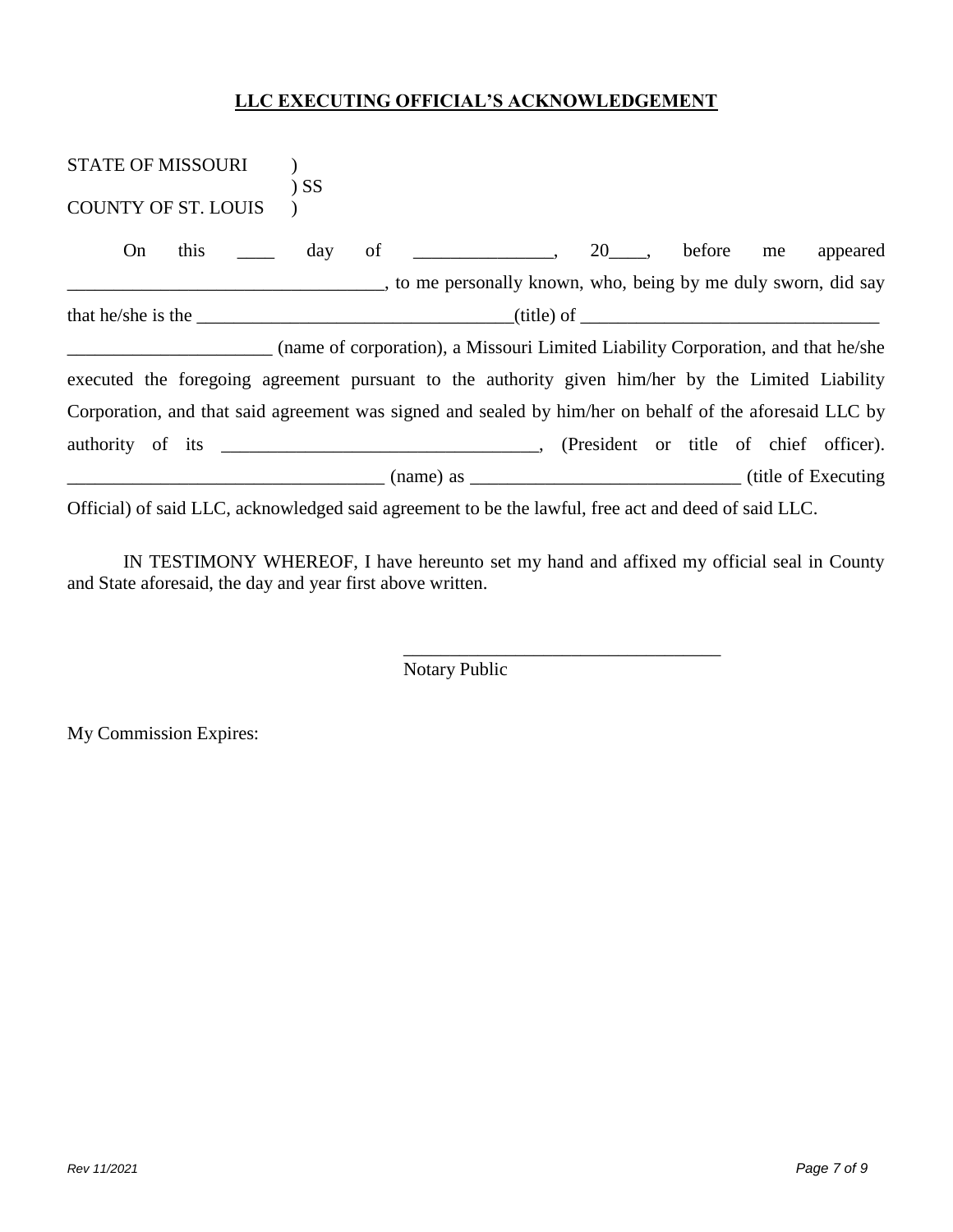**LLC EXECUTING OFFICIAL'S ACKNOWLEDGEMENT**

STATE OF MISSOURI )
) SS
COUNTY OF ST. LOUIS )

On this ____ day of _______________, 20____, before me appeared __________________________________, to me personally known, who, being by me duly sworn, did say that he/she is the __________________________________(title) of ________________________________ ______________________ (name of corporation), a Missouri Limited Liability Corporation, and that he/she executed the foregoing agreement pursuant to the authority given him/her by the Limited Liability Corporation, and that said agreement was signed and sealed by him/her on behalf of the aforesaid LLC by authority of its __________________________________, (President or title of chief officer). __________________________________ (name) as _____________________________ (title of Executing Official) of said LLC, acknowledged said agreement to be the lawful, free act and deed of said LLC.

IN TESTIMONY WHEREOF, I have hereunto set my hand and affixed my official seal in County and State aforesaid, the day and year first above written.

__________________________________
Notary Public

My Commission Expires:

Rev 11/2021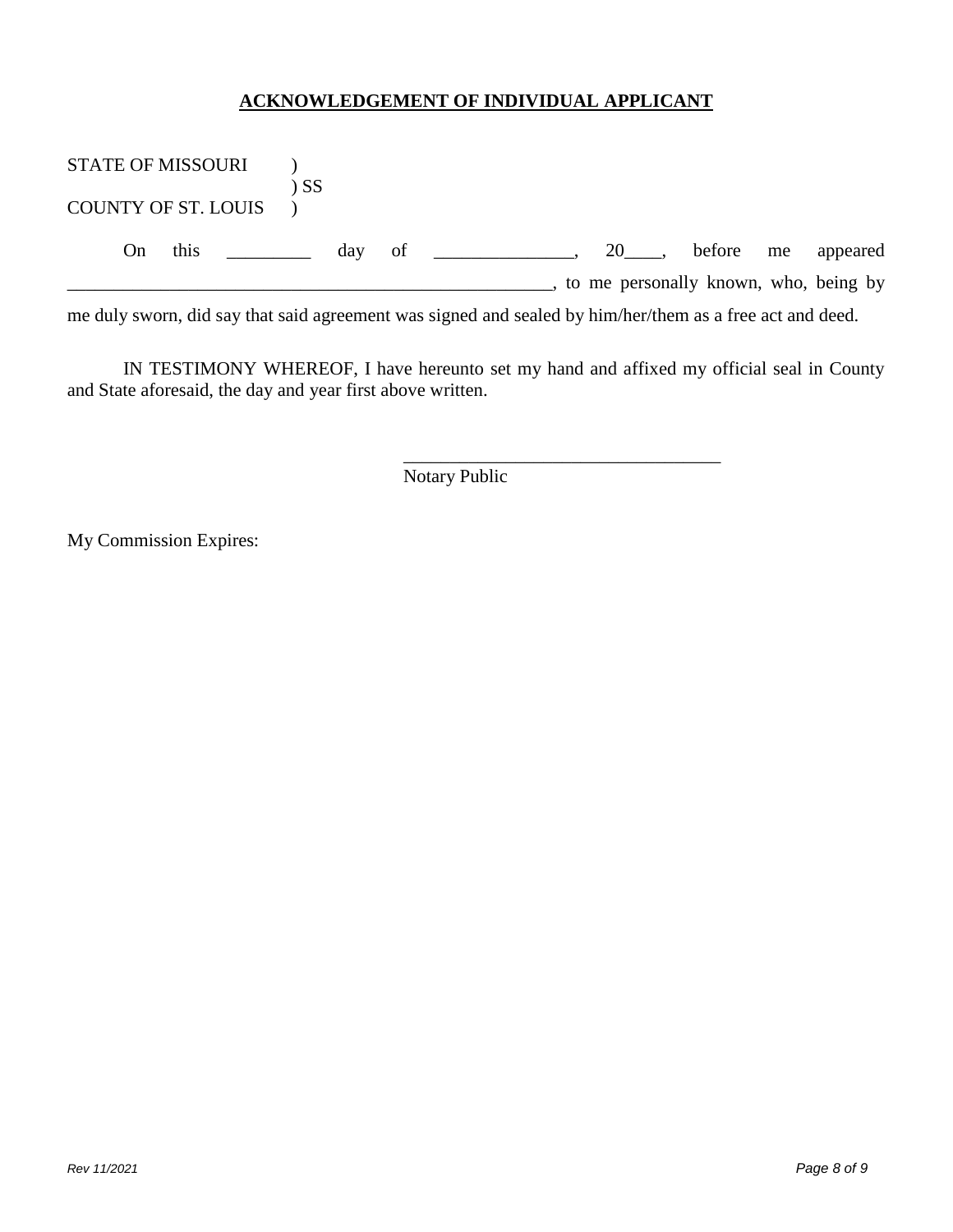**ACKNOWLEDGEMENT OF INDIVIDUAL APPLICANT**

STATE OF MISSOURI )
) SS
COUNTY OF ST. LOUIS )

On this _________ day of _______________, 20____, before me appeared _______________________________________________________, to me personally known, who, being by me duly sworn, did say that said agreement was signed and sealed by him/her/them as a free act and deed.

IN TESTIMONY WHEREOF, I have hereunto set my hand and affixed my official seal in County and State aforesaid, the day and year first above written.

___________________________________
Notary Public

My Commission Expires:

*Rev 11/2021*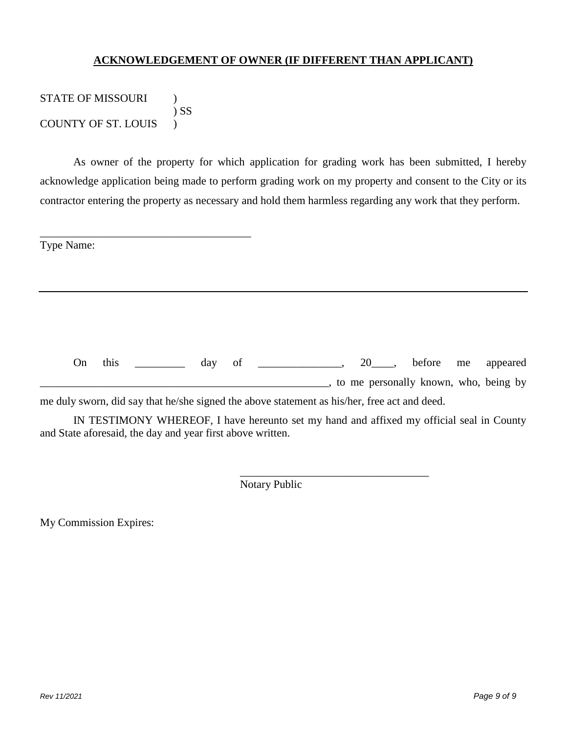**ACKNOWLEDGEMENT OF OWNER (IF DIFFERENT THAN APPLICANT)**

STATE OF MISSOURI )
) SS
COUNTY OF ST. LOUIS )

As owner of the property for which application for grading work has been submitted, I hereby acknowledge application being made to perform grading work on my property and consent to the City or its contractor entering the property as necessary and hold them harmless regarding any work that they perform.

_______________________________________
Type Name:

---

On this _________ day of _______________, 20____, before me appeared ______________________________________________________, to me personally known, who, being by me duly sworn, did say that he/she signed the above statement as his/her, free act and deed.

IN TESTIMONY WHEREOF, I have hereunto set my hand and affixed my official seal in County and State aforesaid, the day and year first above written.

___________________________________
Notary Public

My Commission Expires:

Rev 11/2021